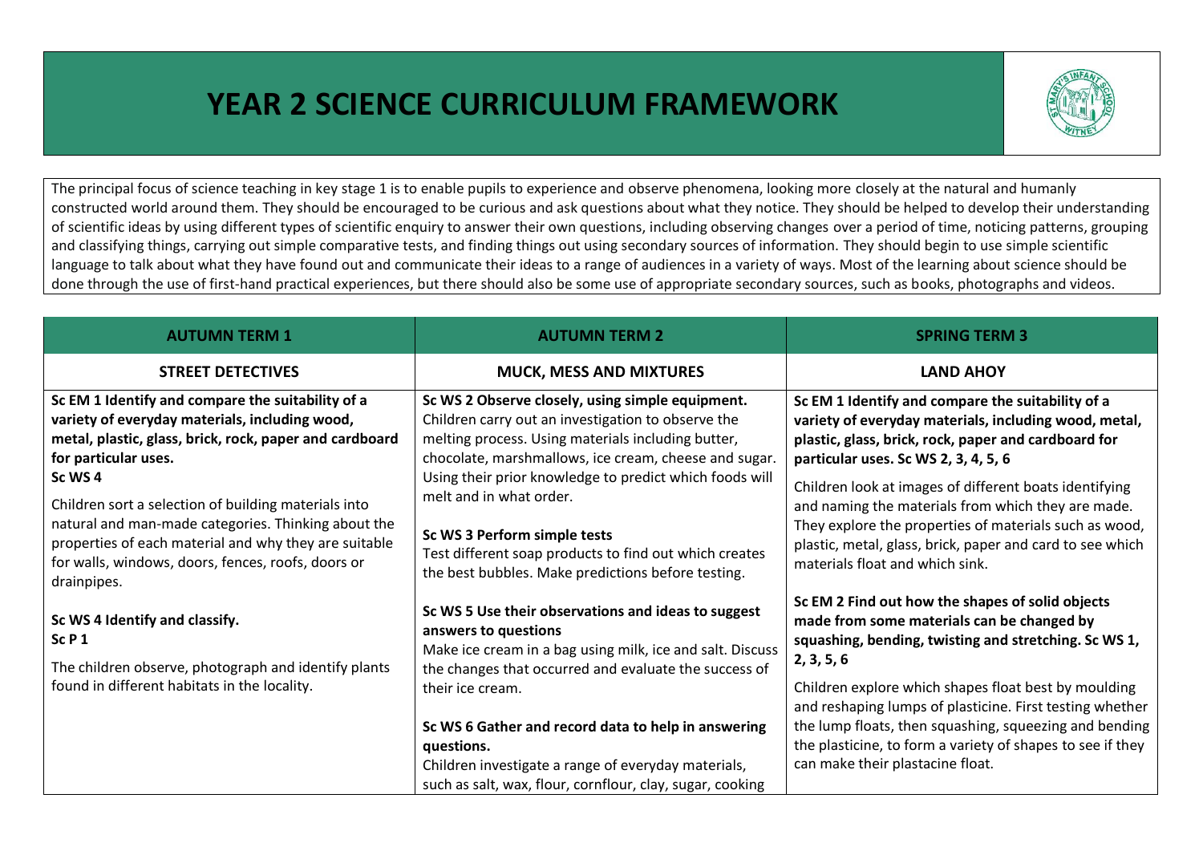# YEAR 2 SCIENCE CURRICULUM FRAMEWORK

The principal focus of science teaching in key stage 1 is to enable pupils to experience and observe phenomena, looking more closely at the natural and humanly constructed world around them. They should be encouraged to be curious and ask questions about what they notice. They should be helped to develop their understanding of scientific ideas by using different types of scientific enquiry to answer their own questions, including observing changes over a period of time, noticing patterns, grouping and classifying things, carrying out simple comparative tests, and finding things out using secondary sources of information. They should begin to use simple scientific language to talk about what they have found out and communicate their ideas to a range of audiences in a variety of ways. Most of the learning about science should be done through the use of first-hand practical experiences, but there should also be some use of appropriate secondary sources, such as books, photographs and videos.

| AUTUMN TERM 1 | AUTUMN TERM 2 | SPRING TERM 3 |
|---|---|---|
| **STREET DETECTIVES** | **MUCK, MESS AND MIXTURES** | **LAND AHOY** |
| **Sc EM 1 Identify and compare the suitability of a variety of everyday materials, including wood, metal, plastic, glass, brick, rock, paper and cardboard for particular uses.**<br>**Sc WS 4**<br>Children sort a selection of building materials into natural and man-made categories. Thinking about the properties of each material and why they are suitable for walls, windows, doors, fences, roofs, doors or drainpipes.<br><br>**Sc WS 4 Identify and classify.**<br>**Sc P 1**<br>The children observe, photograph and identify plants found in different habitats in the locality. | **Sc WS 2 Observe closely, using simple equipment.**<br>Children carry out an investigation to observe the melting process. Using materials including butter, chocolate, marshmallows, ice cream, cheese and sugar. Using their prior knowledge to predict which foods will melt and in what order.<br><br>**Sc WS 3 Perform simple tests**<br>Test different soap products to find out which creates the best bubbles. Make predictions before testing.<br><br>**Sc WS 5 Use their observations and ideas to suggest answers to questions**<br>Make ice cream in a bag using milk, ice and salt. Discuss the changes that occurred and evaluate the success of their ice cream.<br><br>**Sc WS 6 Gather and record data to help in answering questions.**<br>Children investigate a range of everyday materials, such as salt, wax, flour, cornflour, clay, sugar, cooking | **Sc EM 1 Identify and compare the suitability of a variety of everyday materials, including wood, metal, plastic, glass, brick, rock, paper and cardboard for particular uses. Sc WS 2, 3, 4, 5, 6**<br>Children look at images of different boats identifying and naming the materials from which they are made. They explore the properties of materials such as wood, plastic, metal, glass, brick, paper and card to see which materials float and which sink.<br><br>**Sc EM 2 Find out how the shapes of solid objects made from some materials can be changed by squashing, bending, twisting and stretching. Sc WS 1, 2, 3, 5, 6**<br>Children explore which shapes float best by moulding and reshaping lumps of plasticine. First testing whether the lump floats, then squashing, squeezing and bending the plasticine, to form a variety of shapes to see if they can make their plastacine float. |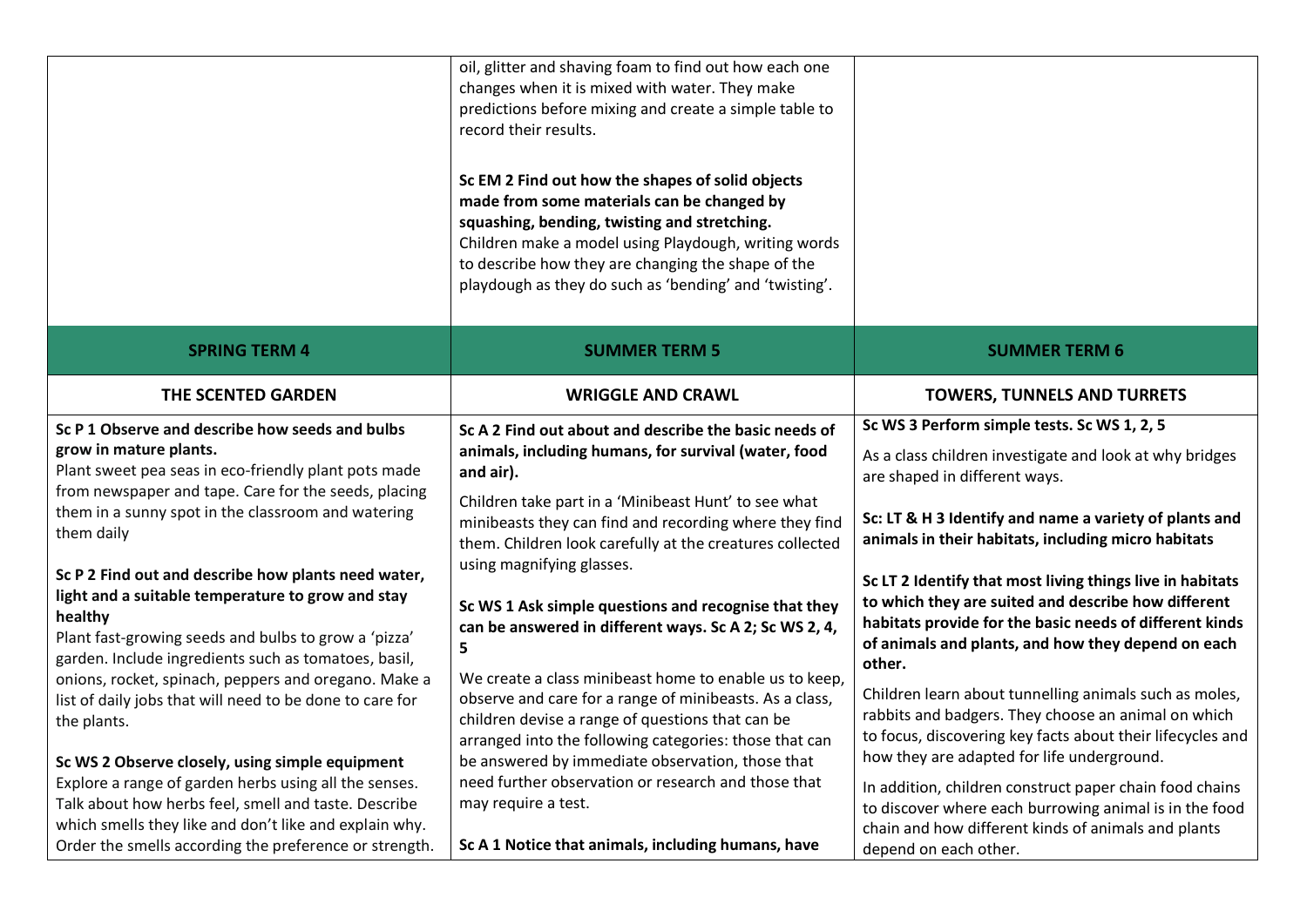| | | |
|---|---|---|
| | oil, glitter and shaving foam to find out how each one changes when it is mixed with water. They make predictions before mixing and create a simple table to record their results.<br><br>**Sc EM 2 Find out how the shapes of solid objects made from some materials can be changed by squashing, bending, twisting and stretching.**<br>Children make a model using Playdough, writing words to describe how they are changing the shape of the playdough as they do such as 'bending' and 'twisting'. | |
| **SPRING TERM 4** | **SUMMER TERM 5** | **SUMMER TERM 6** |
| **THE SCENTED GARDEN** | **WRIGGLE AND CRAWL** | **TOWERS, TUNNELS AND TURRETS** |
| **Sc P 1 Observe and describe how seeds and bulbs grow in mature plants.**<br>Plant sweet pea seas in eco-friendly plant pots made from newspaper and tape. Care for the seeds, placing them in a sunny spot in the classroom and watering them daily<br><br>**Sc P 2 Find out and describe how plants need water, light and a suitable temperature to grow and stay healthy**<br>Plant fast-growing seeds and bulbs to grow a 'pizza' garden. Include ingredients such as tomatoes, basil, onions, rocket, spinach, peppers and oregano. Make a list of daily jobs that will need to be done to care for the plants.<br><br>**Sc WS 2 Observe closely, using simple equipment**<br>Explore a range of garden herbs using all the senses. Talk about how herbs feel, smell and taste. Describe which smells they like and don't like and explain why. Order the smells according the preference or strength. | **Sc A 2 Find out about and describe the basic needs of animals, including humans, for survival (water, food and air).**<br>Children take part in a 'Minibeast Hunt' to see what minibeasts they can find and recording where they find them. Children look carefully at the creatures collected using magnifying glasses.<br><br>**Sc WS 1 Ask simple questions and recognise that they can be answered in different ways. Sc A 2; Sc WS 2, 4, 5**<br>We create a class minibeast home to enable us to keep, observe and care for a range of minibeasts. As a class, children devise a range of questions that can be arranged into the following categories: those that can be answered by immediate observation, those that need further observation or research and those that may require a test.<br><br>**Sc A 1 Notice that animals, including humans, have** | **Sc WS 3 Perform simple tests. Sc WS 1, 2, 5**<br>As a class children investigate and look at why bridges are shaped in different ways.<br><br>**Sc: LT & H 3 Identify and name a variety of plants and animals in their habitats, including micro habitats**<br><br>**Sc LT 2 Identify that most living things live in habitats to which they are suited and describe how different habitats provide for the basic needs of different kinds of animals and plants, and how they depend on each other.**<br>Children learn about tunnelling animals such as moles, rabbits and badgers. They choose an animal on which to focus, discovering key facts about their lifecycles and how they are adapted for life underground.<br>In addition, children construct paper chain food chains to discover where each burrowing animal is in the food chain and how different kinds of animals and plants depend on each other. |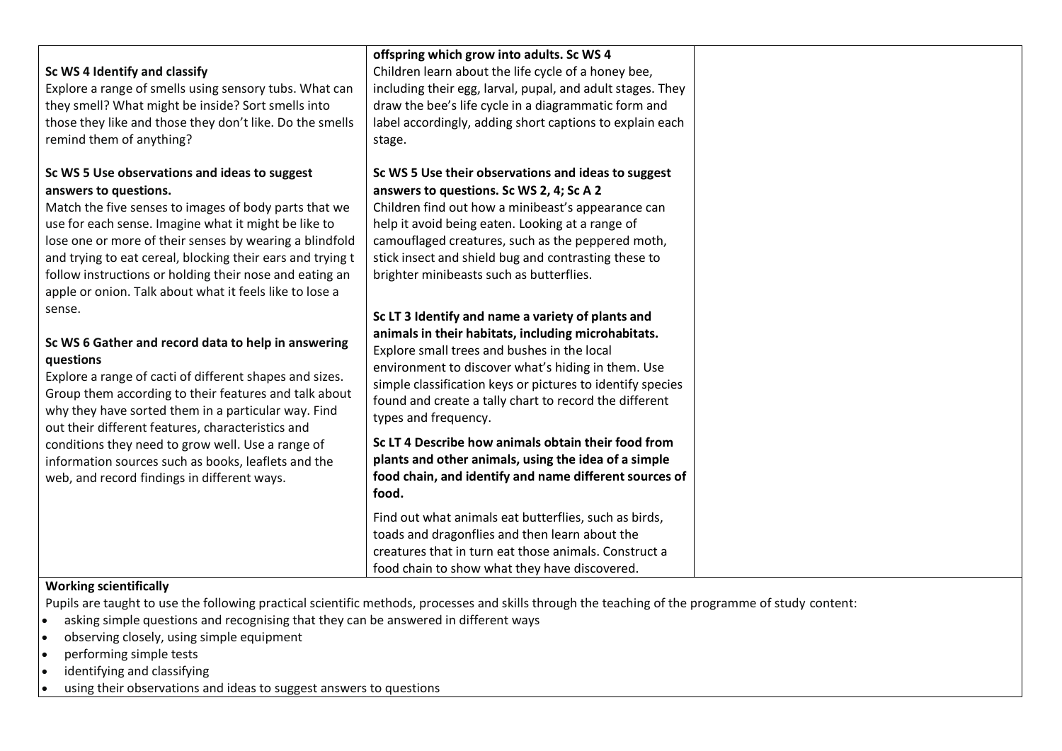| | | |
|---|---|---|
| **Sc WS 4 Identify and classify**<br>Explore a range of smells using sensory tubs. What can they smell? What might be inside? Sort smells into those they like and those they don't like. Do the smells remind them of anything?<br><br>**Sc WS 5 Use observations and ideas to suggest answers to questions.**<br>Match the five senses to images of body parts that we use for each sense. Imagine what it might be like to lose one or more of their senses by wearing a blindfold and trying to eat cereal, blocking their ears and trying t follow instructions or holding their nose and eating an apple or onion. Talk about what it feels like to lose a sense.<br><br>**Sc WS 6 Gather and record data to help in answering questions**<br>Explore a range of cacti of different shapes and sizes. Group them according to their features and talk about why they have sorted them in a particular way. Find out their different features, characteristics and conditions they need to grow well. Use a range of information sources such as books, leaflets and the web, and record findings in different ways. | **offspring which grow into adults. Sc WS 4**<br>Children learn about the life cycle of a honey bee, including their egg, larval, pupal, and adult stages. They draw the bee's life cycle in a diagrammatic form and label accordingly, adding short captions to explain each stage.<br><br>**Sc WS 5 Use their observations and ideas to suggest answers to questions. Sc WS 2, 4; Sc A 2**<br>Children find out how a minibeast's appearance can help it avoid being eaten. Looking at a range of camouflaged creatures, such as the peppered moth, stick insect and shield bug and contrasting these to brighter minibeasts such as butterflies.<br><br>**Sc LT 3 Identify and name a variety of plants and animals in their habitats, including microhabitats.**<br>Explore small trees and bushes in the local environment to discover what's hiding in them. Use simple classification keys or pictures to identify species found and create a tally chart to record the different types and frequency.<br><br>**Sc LT 4 Describe how animals obtain their food from plants and other animals, using the idea of a simple food chain, and identify and name different sources of food.**<br><br>Find out what animals eat butterflies, such as birds, toads and dragonflies and then learn about the creatures that in turn eat those animals. Construct a food chain to show what they have discovered. | |

**Working scientifically**

Pupils are taught to use the following practical scientific methods, processes and skills through the teaching of the programme of study content:

- asking simple questions and recognising that they can be answered in different ways
- observing closely, using simple equipment
- performing simple tests
- identifying and classifying
- using their observations and ideas to suggest answers to questions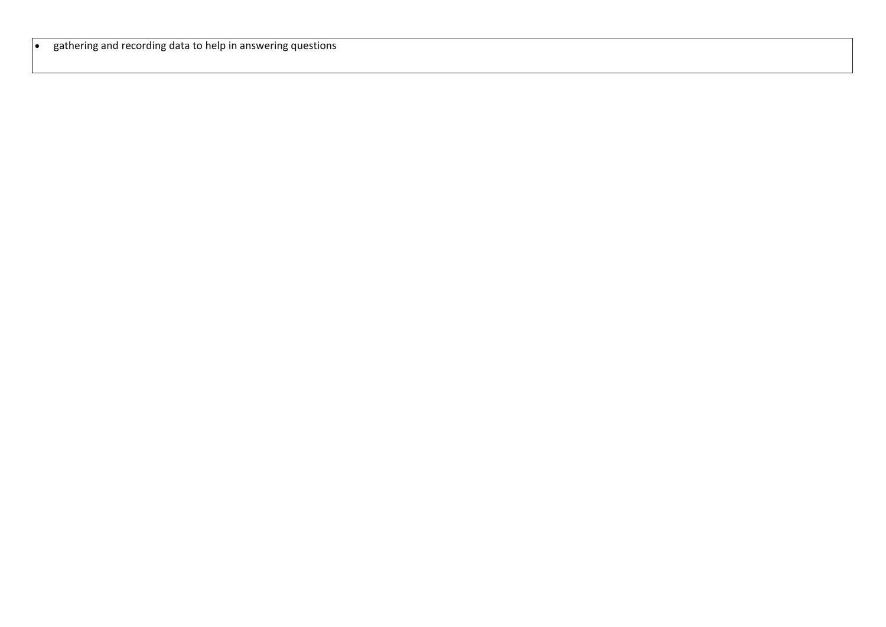- gathering and recording data to help in answering questions